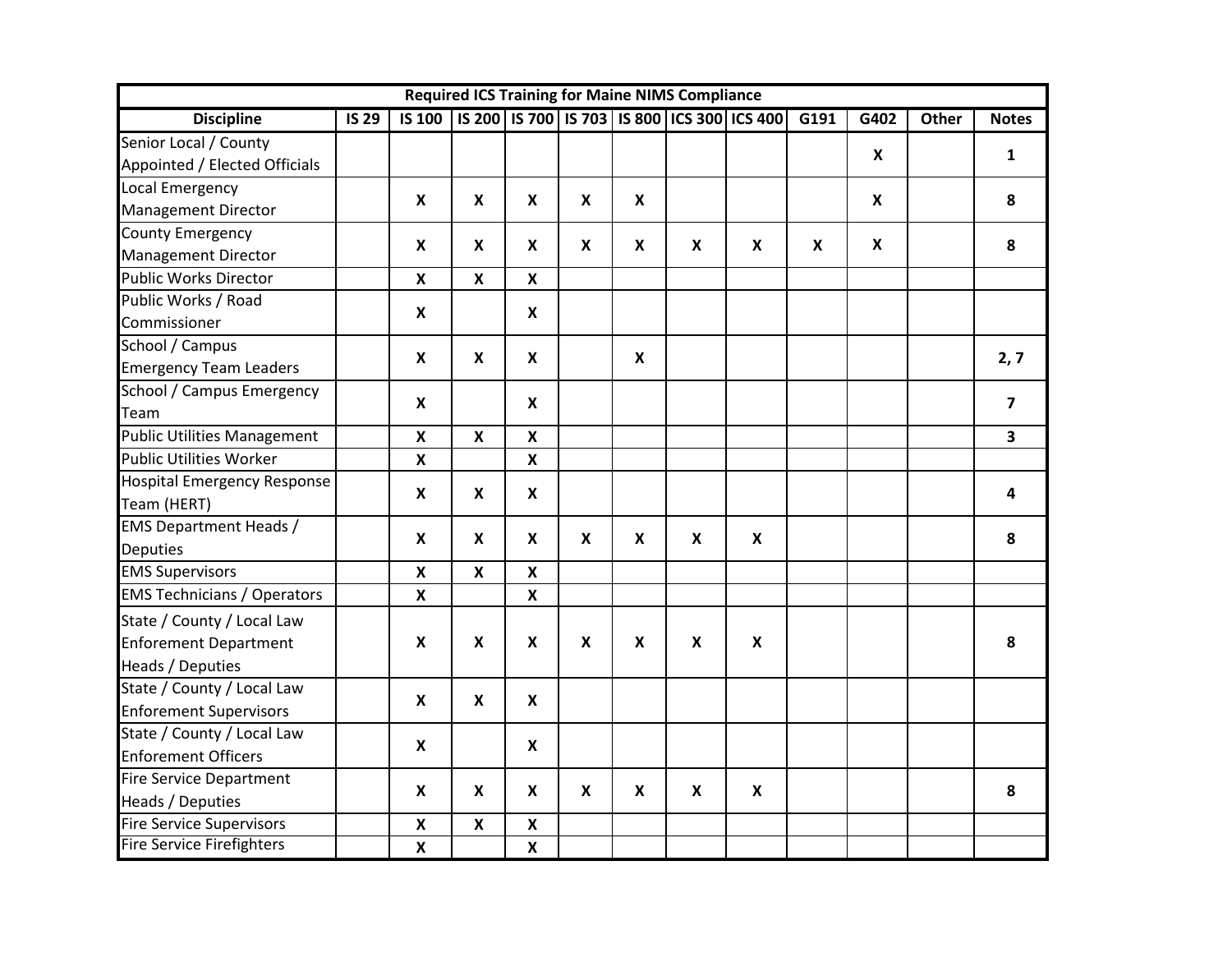| Required ICS Training for Maine NIMS Compliance | | | | | | | | | | | | |
|---|---|---|---|---|---|---|---|---|---|---|---|---|
| **Discipline** | **IS 29** | **IS 100** | **IS 200** | **IS 700** | **IS 703** | **IS 800** | **ICS 300** | **ICS 400** | **G191** | **G402** | **Other** | **Notes** |
| Senior Local / County Appointed / Elected Officials | | | | | | | | | | X | | 1 |
| Local Emergency Management Director | | X | X | X | X | X | | | | X | | 8 |
| County Emergency Management Director | | X | X | X | X | X | X | X | X | X | | 8 |
| Public Works Director | | X | X | X | | | | | | | | |
| Public Works / Road Commissioner | | X | | X | | | | | | | | |
| School / Campus Emergency Team Leaders | | X | X | X | | X | | | | | | 2, 7 |
| School / Campus Emergency Team | | X | | X | | | | | | | | 7 |
| Public Utilities Management | | X | X | X | | | | | | | | 3 |
| Public Utilities Worker | | X | | X | | | | | | | | |
| Hospital Emergency Response Team (HERT) | | X | X | X | | | | | | | | 4 |
| EMS Department Heads / Deputies | | X | X | X | X | X | X | X | | | | 8 |
| EMS Supervisors | | X | X | X | | | | | | | | |
| EMS Technicians / Operators | | X | | X | | | | | | | | |
| State / County / Local Law Enforement Department Heads / Deputies | | X | X | X | X | X | X | X | | | | 8 |
| State / County / Local Law Enforement Supervisors | | X | X | X | | | | | | | | |
| State / County / Local Law Enforement Officers | | X | | X | | | | | | | | |
| Fire Service Department Heads / Deputies | | X | X | X | X | X | X | X | | | | 8 |
| Fire Service Supervisors | | X | X | X | | | | | | | | |
| Fire Service Firefighters | | X | | X | | | | | | | | |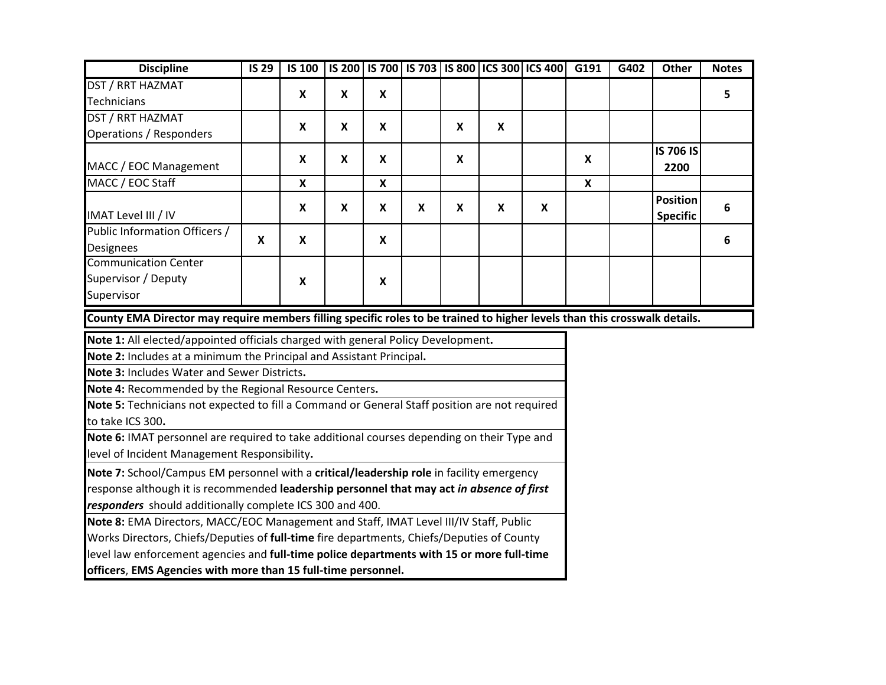| Discipline | IS 29 | IS 100 | IS 200 | IS 700 | IS 703 | IS 800 | ICS 300 | ICS 400 | G191 | G402 | Other | Notes |
|---|---|---|---|---|---|---|---|---|---|---|---|---|
| DST / RRT HAZMAT Technicians | | X | X | X | | | | | | | | 5 |
| DST / RRT HAZMAT Operations / Responders | | X | X | X | | X | X | | | | | |
| MACC / EOC Management | | X | X | X | | X | | | X | | IS 706 IS 2200 | |
| MACC / EOC Staff | | X | | X | | | | | X | | | |
| IMAT Level III / IV | | X | X | X | X | X | X | X | | | Position Specific | 6 |
| Public Information Officers / Designees | X | X | | X | | | | | | | | 6 |
| Communication Center Supervisor / Deputy Supervisor | | X | | X | | | | | | | | |

**County EMA Director may require members filling specific roles to be trained to higher levels than this crosswalk details.**

**Note 1:** All elected/appointed officials charged with general Policy Development.

**Note 2:** Includes at a minimum the Principal and Assistant Principal.

**Note 3:** Includes Water and Sewer Districts.

**Note 4:** Recommended by the Regional Resource Centers.

**Note 5:** Technicians not expected to fill a Command or General Staff position are not required to take ICS 300.

**Note 6:** IMAT personnel are required to take additional courses depending on their Type and level of Incident Management Responsibility.

**Note 7:** School/Campus EM personnel with a **critical/leadership role** in facility emergency response although it is recommended **leadership personnel that may act *in absence of first responders*** should additionally complete ICS 300 and 400.

**Note 8:** EMA Directors, MACC/EOC Management and Staff, IMAT Level III/IV Staff, Public Works Directors, Chiefs/Deputies of **full-time** fire departments, Chiefs/Deputies of County level law enforcement agencies and **full-time police departments with 15 or more full-time officers**, **EMS Agencies with more than 15 full-time personnel.**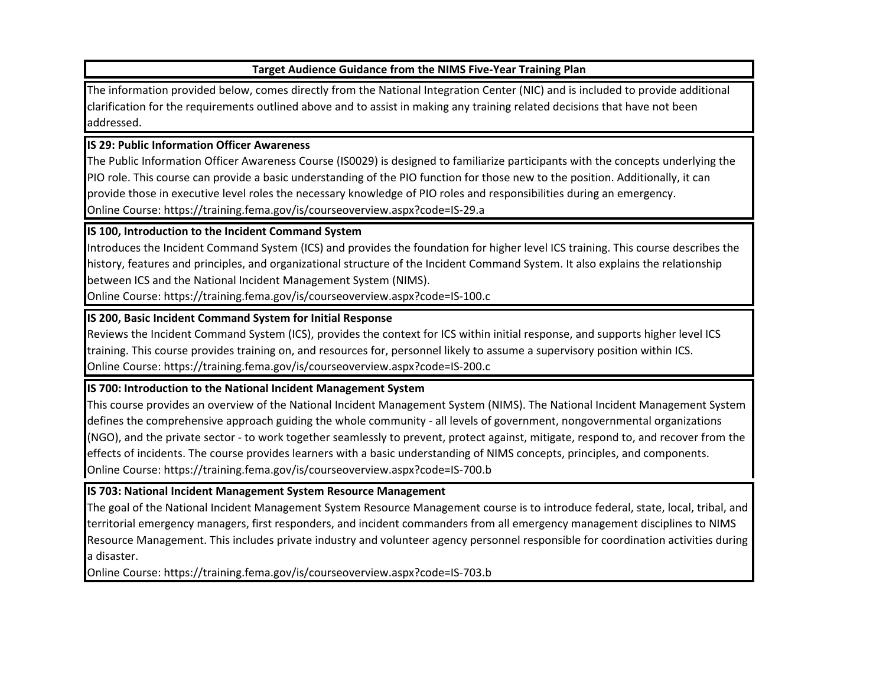## Target Audience Guidance from the NIMS Five-Year Training Plan

The information provided below, comes directly from the National Integration Center (NIC) and is included to provide additional clarification for the requirements outlined above and to assist in making any training related decisions that have not been addressed.

**IS 29: Public Information Officer Awareness**

The Public Information Officer Awareness Course (IS0029) is designed to familiarize participants with the concepts underlying the PIO role. This course can provide a basic understanding of the PIO function for those new to the position. Additionally, it can provide those in executive level roles the necessary knowledge of PIO roles and responsibilities during an emergency.
Online Course: https://training.fema.gov/is/courseoverview.aspx?code=IS-29.a

**IS 100, Introduction to the Incident Command System**

Introduces the Incident Command System (ICS) and provides the foundation for higher level ICS training. This course describes the history, features and principles, and organizational structure of the Incident Command System. It also explains the relationship between ICS and the National Incident Management System (NIMS).
Online Course: https://training.fema.gov/is/courseoverview.aspx?code=IS-100.c

**IS 200, Basic Incident Command System for Initial Response**

Reviews the Incident Command System (ICS), provides the context for ICS within initial response, and supports higher level ICS training. This course provides training on, and resources for, personnel likely to assume a supervisory position within ICS.
Online Course: https://training.fema.gov/is/courseoverview.aspx?code=IS-200.c

**IS 700: Introduction to the National Incident Management System**

This course provides an overview of the National Incident Management System (NIMS). The National Incident Management System defines the comprehensive approach guiding the whole community - all levels of government, nongovernmental organizations (NGO), and the private sector - to work together seamlessly to prevent, protect against, mitigate, respond to, and recover from the effects of incidents. The course provides learners with a basic understanding of NIMS concepts, principles, and components.
Online Course: https://training.fema.gov/is/courseoverview.aspx?code=IS-700.b

**IS 703: National Incident Management System Resource Management**

The goal of the National Incident Management System Resource Management course is to introduce federal, state, local, tribal, and territorial emergency managers, first responders, and incident commanders from all emergency management disciplines to NIMS Resource Management. This includes private industry and volunteer agency personnel responsible for coordination activities during a disaster.
Online Course: https://training.fema.gov/is/courseoverview.aspx?code=IS-703.b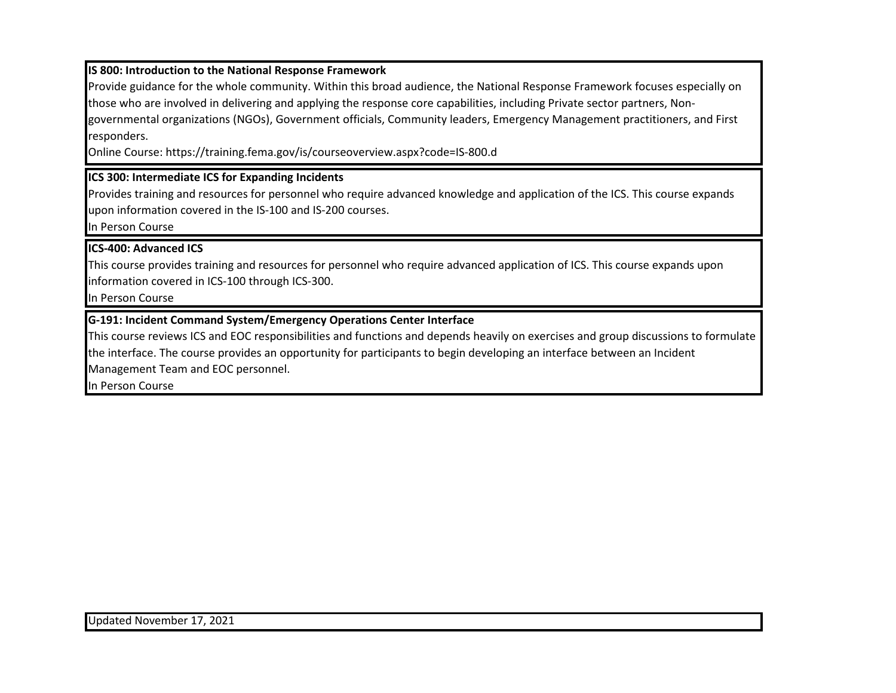**IS 800: Introduction to the National Response Framework**

Provide guidance for the whole community. Within this broad audience, the National Response Framework focuses especially on those who are involved in delivering and applying the response core capabilities, including Private sector partners, Non-governmental organizations (NGOs), Government officials, Community leaders, Emergency Management practitioners, and First responders.

Online Course: https://training.fema.gov/is/courseoverview.aspx?code=IS-800.d

**ICS 300: Intermediate ICS for Expanding Incidents**

Provides training and resources for personnel who require advanced knowledge and application of the ICS. This course expands upon information covered in the IS-100 and IS-200 courses.

In Person Course

**ICS-400: Advanced ICS**

This course provides training and resources for personnel who require advanced application of ICS. This course expands upon information covered in ICS-100 through ICS-300.

In Person Course

**G-191: Incident Command System/Emergency Operations Center Interface**

This course reviews ICS and EOC responsibilities and functions and depends heavily on exercises and group discussions to formulate the interface. The course provides an opportunity for participants to begin developing an interface between an Incident Management Team and EOC personnel.

In Person Course

Updated November 17, 2021